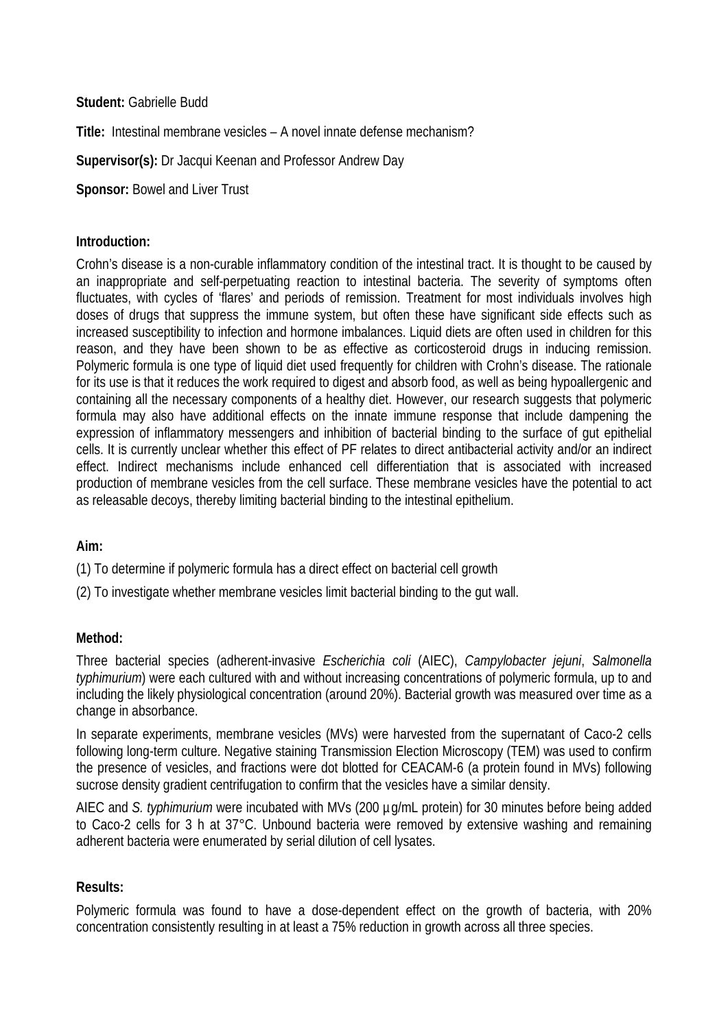**Student:** Gabrielle Budd

**Title:** Intestinal membrane vesicles – A novel innate defense mechanism?

**Supervisor(s):** Dr Jacqui Keenan and Professor Andrew Day

**Sponsor:** Bowel and Liver Trust

**Introduction:**

Crohn's disease is a non-curable inflammatory condition of the intestinal tract. It is thought to be caused by an inappropriate and self-perpetuating reaction to intestinal bacteria. The severity of symptoms often fluctuates, with cycles of 'flares' and periods of remission. Treatment for most individuals involves high doses of drugs that suppress the immune system, but often these have significant side effects such as increased susceptibility to infection and hormone imbalances. Liquid diets are often used in children for this reason, and they have been shown to be as effective as corticosteroid drugs in inducing remission. Polymeric formula is one type of liquid diet used frequently for children with Crohn's disease. The rationale for its use is that it reduces the work required to digest and absorb food, as well as being hypoallergenic and containing all the necessary components of a healthy diet. However, our research suggests that polymeric formula may also have additional effects on the innate immune response that include dampening the expression of inflammatory messengers and inhibition of bacterial binding to the surface of gut epithelial cells. It is currently unclear whether this effect of PF relates to direct antibacterial activity and/or an indirect effect. Indirect mechanisms include enhanced cell differentiation that is associated with increased production of membrane vesicles from the cell surface. These membrane vesicles have the potential to act as releasable decoys, thereby limiting bacterial binding to the intestinal epithelium.

**Aim:**

(1) To determine if polymeric formula has a direct effect on bacterial cell growth

(2) To investigate whether membrane vesicles limit bacterial binding to the gut wall.

**Method:**

Three bacterial species (adherent-invasive *Escherichia coli* (AIEC), *Campylobacter jejuni*, *Salmonella typhimurium*) were each cultured with and without increasing concentrations of polymeric formula, up to and including the likely physiological concentration (around 20%). Bacterial growth was measured over time as a change in absorbance.

In separate experiments, membrane vesicles (MVs) were harvested from the supernatant of Caco-2 cells following long-term culture. Negative staining Transmission Election Microscopy (TEM) was used to confirm the presence of vesicles, and fractions were dot blotted for CEACAM-6 (a protein found in MVs) following sucrose density gradient centrifugation to confirm that the vesicles have a similar density.

AIEC and *S. typhimurium* were incubated with MVs (200 µg/mL protein) for 30 minutes before being added to Caco-2 cells for 3 h at 37°C. Unbound bacteria were removed by extensive washing and remaining adherent bacteria were enumerated by serial dilution of cell lysates.

**Results:**

Polymeric formula was found to have a dose-dependent effect on the growth of bacteria, with 20% concentration consistently resulting in at least a 75% reduction in growth across all three species.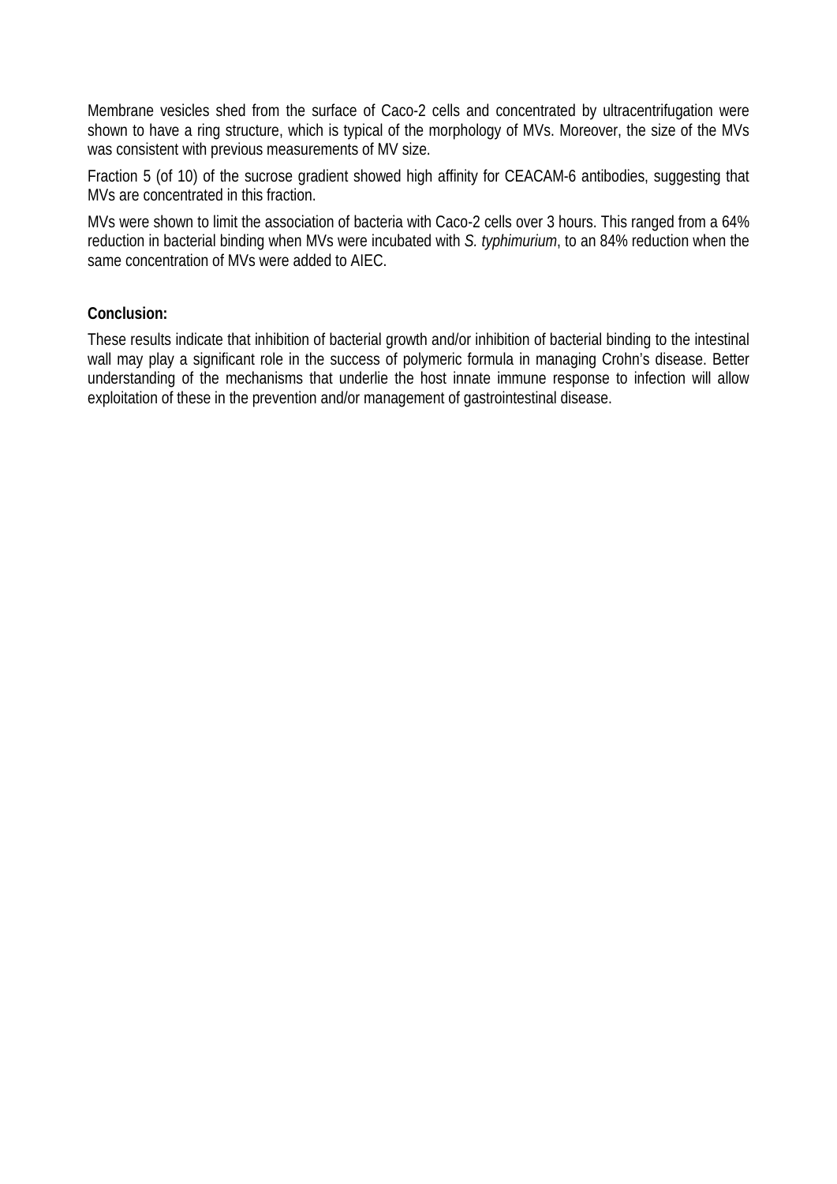Membrane vesicles shed from the surface of Caco-2 cells and concentrated by ultracentrifugation were shown to have a ring structure, which is typical of the morphology of MVs. Moreover, the size of the MVs was consistent with previous measurements of MV size.

Fraction 5 (of 10) of the sucrose gradient showed high affinity for CEACAM-6 antibodies, suggesting that MVs are concentrated in this fraction.

MVs were shown to limit the association of bacteria with Caco-2 cells over 3 hours. This ranged from a 64% reduction in bacterial binding when MVs were incubated with *S. typhimurium*, to an 84% reduction when the same concentration of MVs were added to AIEC.

**Conclusion:**

These results indicate that inhibition of bacterial growth and/or inhibition of bacterial binding to the intestinal wall may play a significant role in the success of polymeric formula in managing Crohn's disease. Better understanding of the mechanisms that underlie the host innate immune response to infection will allow exploitation of these in the prevention and/or management of gastrointestinal disease.